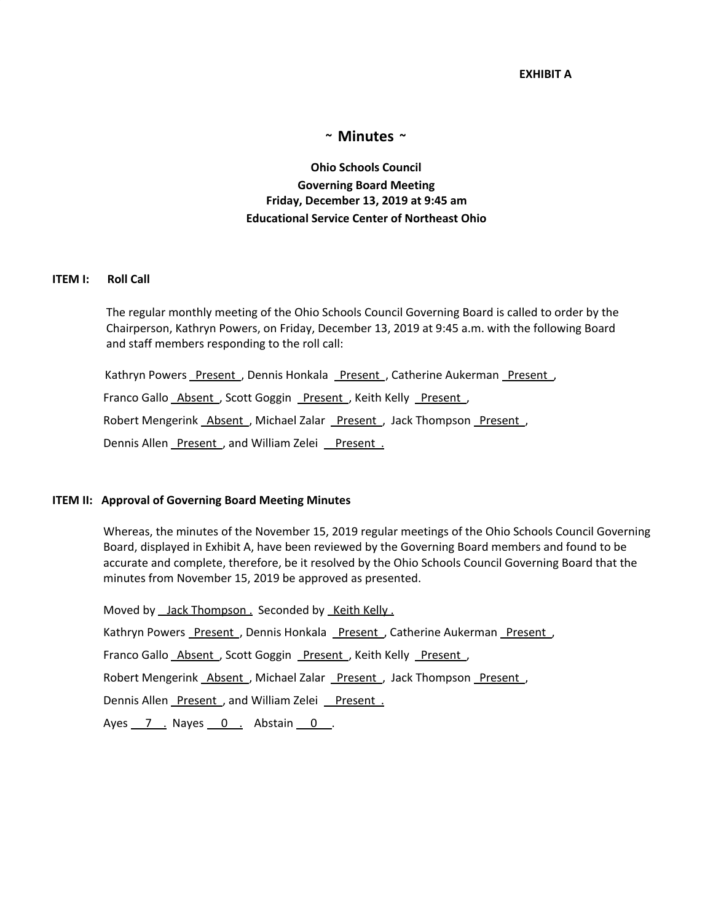**EXHIBIT A**

# ~ Minutes ~

**Ohio Schools Council**
**Governing Board Meeting**
**Friday, December 13, 2019 at 9:45 am**
**Educational Service Center of Northeast Ohio**

**ITEM I: Roll Call**

The regular monthly meeting of the Ohio Schools Council Governing Board is called to order by the Chairperson, Kathryn Powers, on Friday, December 13, 2019 at 9:45 a.m. with the following Board and staff members responding to the roll call:

Kathryn Powers Present, Dennis Honkala Present, Catherine Aukerman Present,
Franco Gallo Absent, Scott Goggin Present, Keith Kelly Present,
Robert Mengerink Absent, Michael Zalar Present, Jack Thompson Present,
Dennis Allen Present, and William Zelei Present.

**ITEM II: Approval of Governing Board Meeting Minutes**

Whereas, the minutes of the November 15, 2019 regular meetings of the Ohio Schools Council Governing Board, displayed in Exhibit A, have been reviewed by the Governing Board members and found to be accurate and complete, therefore, be it resolved by the Ohio Schools Council Governing Board that the minutes from November 15, 2019 be approved as presented.

Moved by Jack Thompson. Seconded by Keith Kelly.
Kathryn Powers Present, Dennis Honkala Present, Catherine Aukerman Present,
Franco Gallo Absent, Scott Goggin Present, Keith Kelly Present,
Robert Mengerink Absent, Michael Zalar Present, Jack Thompson Present,
Dennis Allen Present, and William Zelei Present.
Ayes 7. Nayes 0. Abstain 0.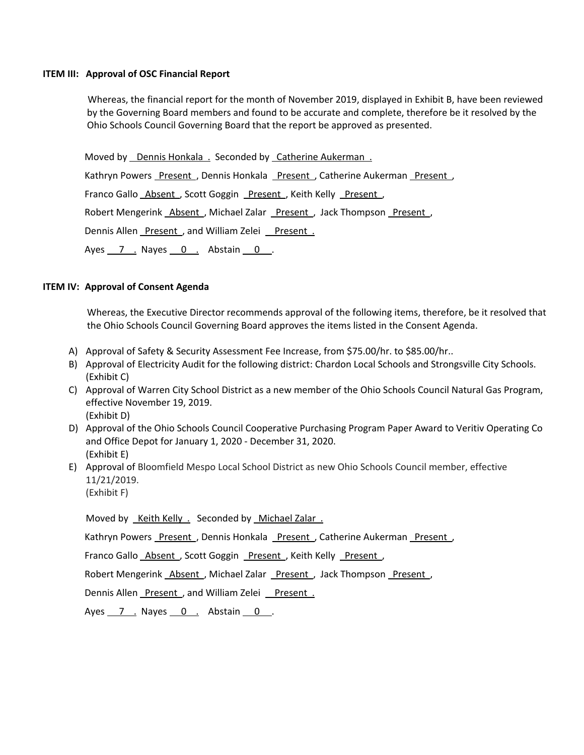**ITEM III: Approval of OSC Financial Report**

Whereas, the financial report for the month of November 2019, displayed in Exhibit B, have been reviewed by the Governing Board members and found to be accurate and complete, therefore be it resolved by the Ohio Schools Council Governing Board that the report be approved as presented.

Moved by Dennis Honkala . Seconded by Catherine Aukerman .

Kathryn Powers Present , Dennis Honkala Present , Catherine Aukerman Present ,

Franco Gallo Absent , Scott Goggin Present , Keith Kelly Present ,

Robert Mengerink Absent , Michael Zalar Present , Jack Thompson Present ,

Dennis Allen Present , and William Zelei Present .

Ayes 7 . Nayes 0 . Abstain 0 .

**ITEM IV: Approval of Consent Agenda**

Whereas, the Executive Director recommends approval of the following items, therefore, be it resolved that the Ohio Schools Council Governing Board approves the items listed in the Consent Agenda.

A) Approval of Safety & Security Assessment Fee Increase, from $75.00/hr. to $85.00/hr..
B) Approval of Electricity Audit for the following district: Chardon Local Schools and Strongsville City Schools. (Exhibit C)
C) Approval of Warren City School District as a new member of the Ohio Schools Council Natural Gas Program, effective November 19, 2019.
(Exhibit D)
D) Approval of the Ohio Schools Council Cooperative Purchasing Program Paper Award to Veritiv Operating Co and Office Depot for January 1, 2020 - December 31, 2020.
(Exhibit E)
E) Approval of Bloomfield Mespo Local School District as new Ohio Schools Council member, effective 11/21/2019.
(Exhibit F)

Moved by Keith Kelly . Seconded by Michael Zalar .

Kathryn Powers Present , Dennis Honkala Present , Catherine Aukerman Present ,

Franco Gallo Absent , Scott Goggin Present , Keith Kelly Present ,

Robert Mengerink Absent , Michael Zalar Present , Jack Thompson Present ,

Dennis Allen Present , and William Zelei Present .

Ayes 7 . Nayes 0 . Abstain 0 .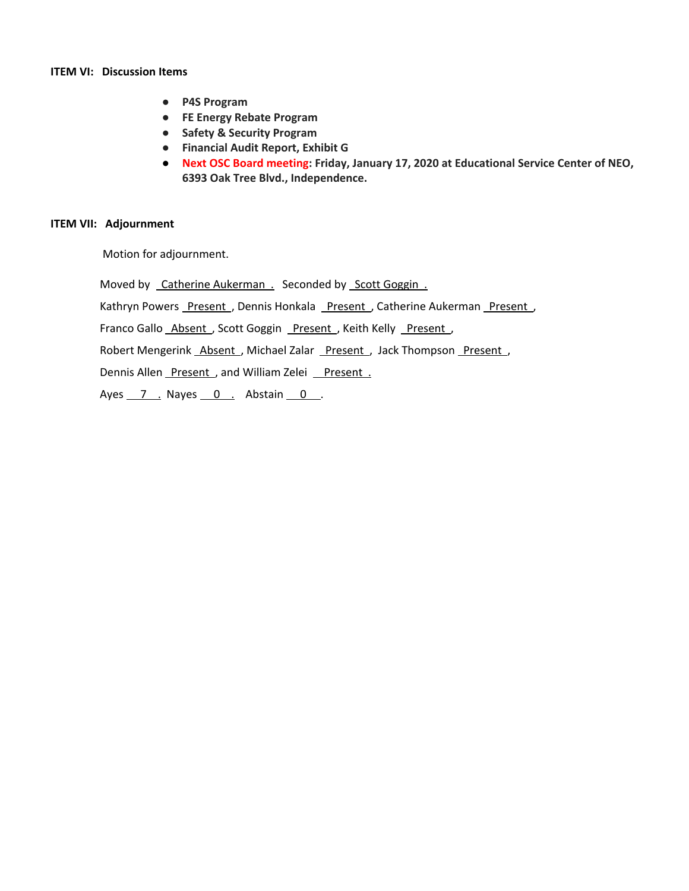**ITEM VI: Discussion Items**

- **P4S Program**
- **FE Energy Rebate Program**
- **Safety & Security Program**
- **Financial Audit Report, Exhibit G**
- **Next OSC Board meeting: Friday, January 17, 2020 at Educational Service Center of NEO, 6393 Oak Tree Blvd., Independence.**

**ITEM VII: Adjournment**

Motion for adjournment.

Moved by Catherine Aukerman . Seconded by Scott Goggin .

Kathryn Powers Present , Dennis Honkala Present , Catherine Aukerman Present ,

Franco Gallo Absent , Scott Goggin Present , Keith Kelly Present ,

Robert Mengerink Absent , Michael Zalar Present , Jack Thompson Present ,

Dennis Allen Present , and William Zelei Present .

Ayes 7 . Nayes 0 . Abstain 0 .